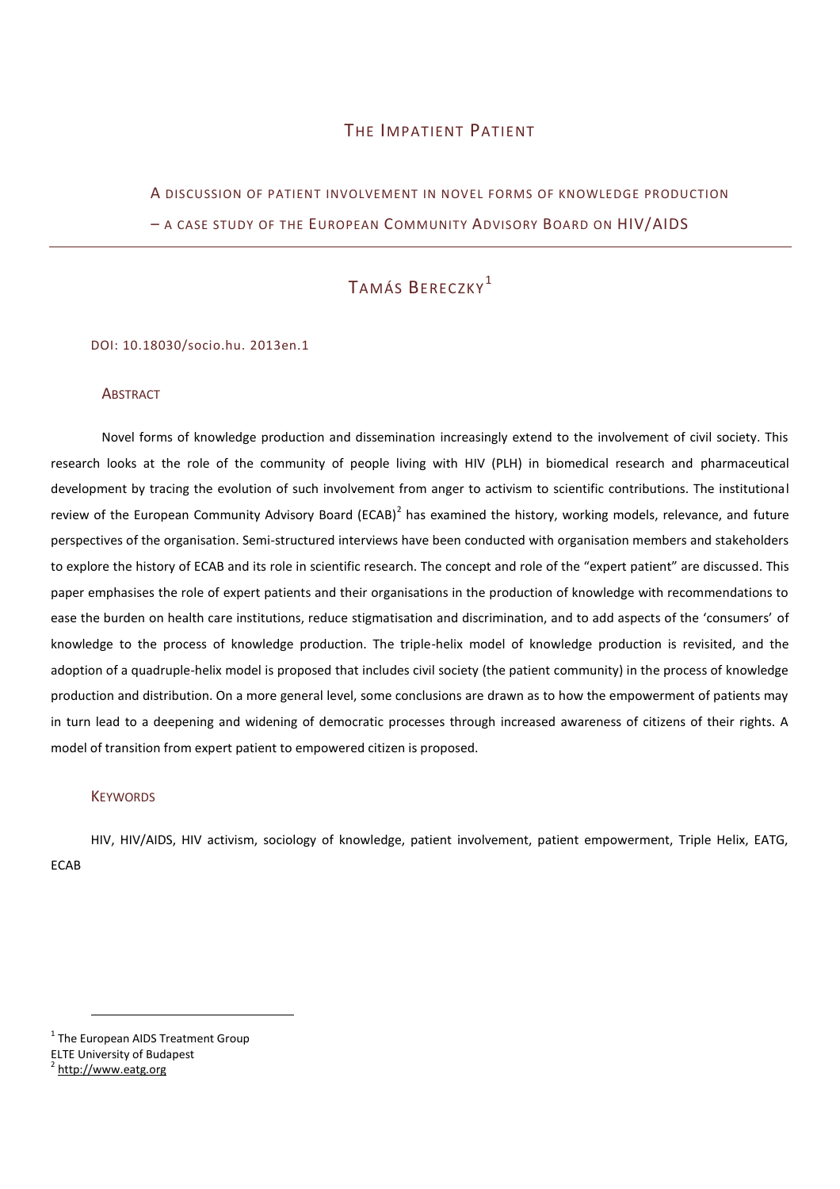# THE IMPATIENT PATIENT

## A DISCUSSION OF PATIENT INVOLVEMENT IN NOVEL FORMS OF KNOWLEDGE PRODUCTION – A CASE STUDY OF THE EUROPEAN COMMUNITY ADVISORY BOARD ON HIV/AIDS

### TAMÁS BERECZKY[1]

DOI: 10.18030/socio.hu. 2013en.1

#### ABSTRACT

Novel forms of knowledge production and dissemination increasingly extend to the involvement of civil society. This research looks at the role of the community of people living with HIV (PLH) in biomedical research and pharmaceutical development by tracing the evolution of such involvement from anger to activism to scientific contributions. The institutional review of the European Community Advisory Board (ECAB)[2] has examined the history, working models, relevance, and future perspectives of the organisation. Semi-structured interviews have been conducted with organisation members and stakeholders to explore the history of ECAB and its role in scientific research. The concept and role of the "expert patient" are discussed. This paper emphasises the role of expert patients and their organisations in the production of knowledge with recommendations to ease the burden on health care institutions, reduce stigmatisation and discrimination, and to add aspects of the 'consumers' of knowledge to the process of knowledge production. The triple-helix model of knowledge production is revisited, and the adoption of a quadruple-helix model is proposed that includes civil society (the patient community) in the process of knowledge production and distribution. On a more general level, some conclusions are drawn as to how the empowerment of patients may in turn lead to a deepening and widening of democratic processes through increased awareness of citizens of their rights. A model of transition from expert patient to empowered citizen is proposed.

#### KEYWORDS

HIV, HIV/AIDS, HIV activism, sociology of knowledge, patient involvement, patient empowerment, Triple Helix, EATG, ECAB

---

[1] The European AIDS Treatment Group
ELTE University of Budapest

[2] http://www.eatg.org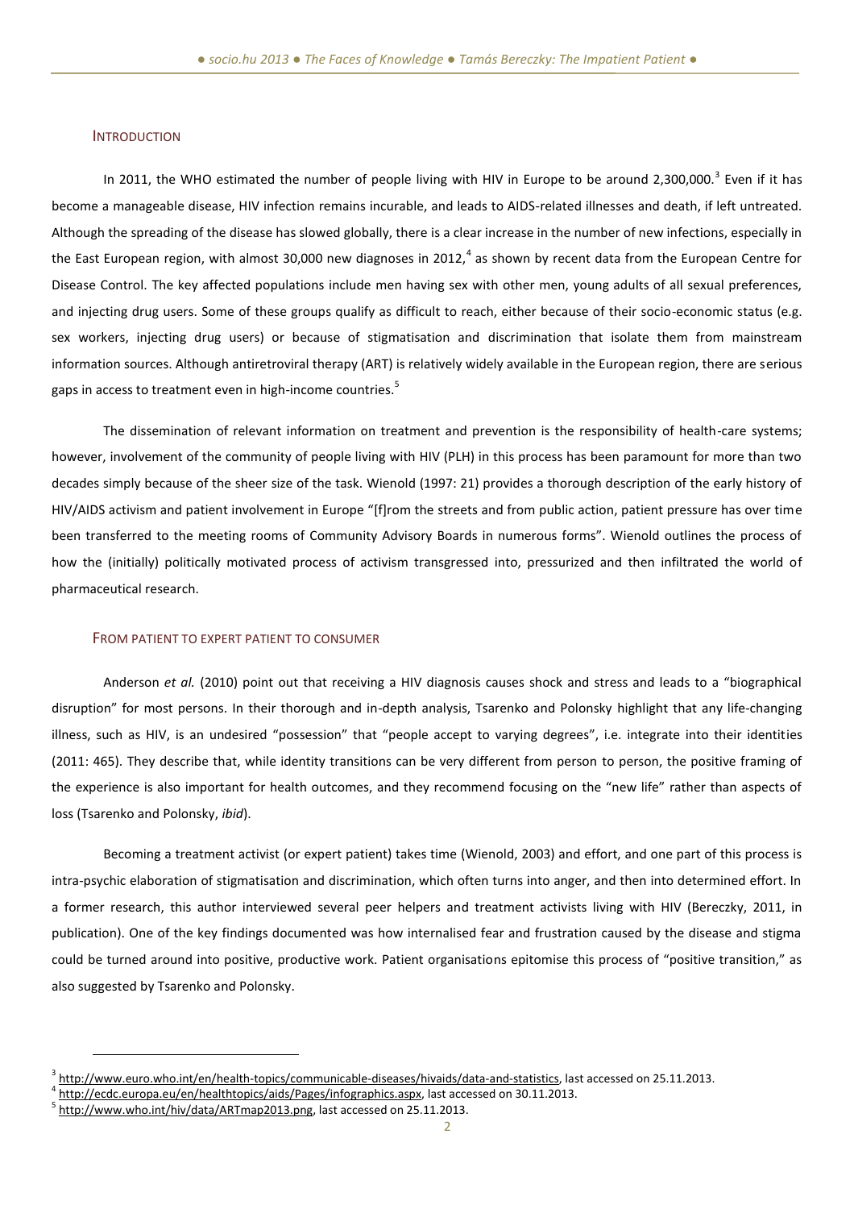## INTRODUCTION

In 2011, the WHO estimated the number of people living with HIV in Europe to be around 2,300,000.[3] Even if it has become a manageable disease, HIV infection remains incurable, and leads to AIDS-related illnesses and death, if left untreated. Although the spreading of the disease has slowed globally, there is a clear increase in the number of new infections, especially in the East European region, with almost 30,000 new diagnoses in 2012,[4] as shown by recent data from the European Centre for Disease Control. The key affected populations include men having sex with other men, young adults of all sexual preferences, and injecting drug users. Some of these groups qualify as difficult to reach, either because of their socio-economic status (e.g. sex workers, injecting drug users) or because of stigmatisation and discrimination that isolate them from mainstream information sources. Although antiretroviral therapy (ART) is relatively widely available in the European region, there are serious gaps in access to treatment even in high-income countries.[5]

The dissemination of relevant information on treatment and prevention is the responsibility of health-care systems; however, involvement of the community of people living with HIV (PLH) in this process has been paramount for more than two decades simply because of the sheer size of the task. Wienold (1997: 21) provides a thorough description of the early history of HIV/AIDS activism and patient involvement in Europe "[f]rom the streets and from public action, patient pressure has over time been transferred to the meeting rooms of Community Advisory Boards in numerous forms". Wienold outlines the process of how the (initially) politically motivated process of activism transgressed into, pressurized and then infiltrated the world of pharmaceutical research.

## FROM PATIENT TO EXPERT PATIENT TO CONSUMER

Anderson *et al.* (2010) point out that receiving a HIV diagnosis causes shock and stress and leads to a "biographical disruption" for most persons. In their thorough and in-depth analysis, Tsarenko and Polonsky highlight that any life-changing illness, such as HIV, is an undesired "possession" that "people accept to varying degrees", i.e. integrate into their identities (2011: 465). They describe that, while identity transitions can be very different from person to person, the positive framing of the experience is also important for health outcomes, and they recommend focusing on the "new life" rather than aspects of loss (Tsarenko and Polonsky, *ibid*).

Becoming a treatment activist (or expert patient) takes time (Wienold, 2003) and effort, and one part of this process is intra-psychic elaboration of stigmatisation and discrimination, which often turns into anger, and then into determined effort. In a former research, this author interviewed several peer helpers and treatment activists living with HIV (Bereczky, 2011, in publication). One of the key findings documented was how internalised fear and frustration caused by the disease and stigma could be turned around into positive, productive work. Patient organisations epitomise this process of "positive transition," as also suggested by Tsarenko and Polonsky.

---

[3] http://www.euro.who.int/en/health-topics/communicable-diseases/hivaids/data-and-statistics, last accessed on 25.11.2013.

[4] http://ecdc.europa.eu/en/healthtopics/aids/Pages/infographics.aspx, last accessed on 30.11.2013.

[5] http://www.who.int/hiv/data/ARTmap2013.png, last accessed on 25.11.2013.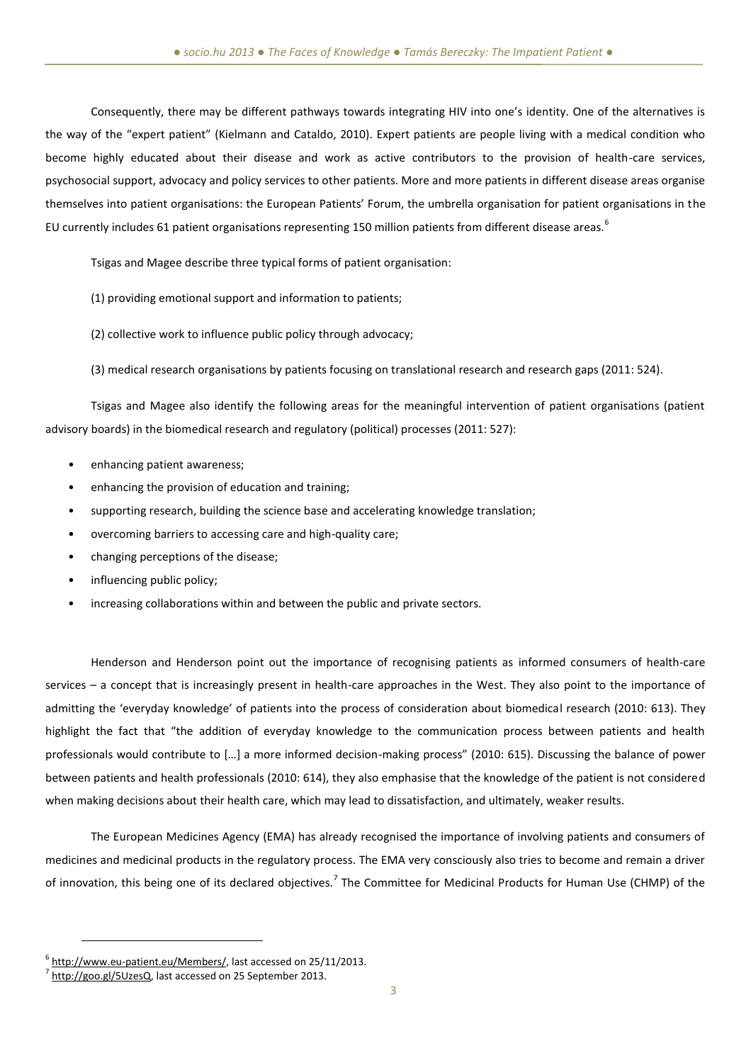Consequently, there may be different pathways towards integrating HIV into one's identity. One of the alternatives is the way of the "expert patient" (Kielmann and Cataldo, 2010). Expert patients are people living with a medical condition who become highly educated about their disease and work as active contributors to the provision of health-care services, psychosocial support, advocacy and policy services to other patients. More and more patients in different disease areas organise themselves into patient organisations: the European Patients' Forum, the umbrella organisation for patient organisations in the EU currently includes 61 patient organisations representing 150 million patients from different disease areas.[6]

Tsigas and Magee describe three typical forms of patient organisation:

(1) providing emotional support and information to patients;

(2) collective work to influence public policy through advocacy;

(3) medical research organisations by patients focusing on translational research and research gaps (2011: 524).

Tsigas and Magee also identify the following areas for the meaningful intervention of patient organisations (patient advisory boards) in the biomedical research and regulatory (political) processes (2011: 527):

- enhancing patient awareness;
- enhancing the provision of education and training;
- supporting research, building the science base and accelerating knowledge translation;
- overcoming barriers to accessing care and high-quality care;
- changing perceptions of the disease;
- influencing public policy;
- increasing collaborations within and between the public and private sectors.

Henderson and Henderson point out the importance of recognising patients as informed consumers of health-care services – a concept that is increasingly present in health-care approaches in the West. They also point to the importance of admitting the 'everyday knowledge' of patients into the process of consideration about biomedical research (2010: 613). They highlight the fact that "the addition of everyday knowledge to the communication process between patients and health professionals would contribute to […] a more informed decision-making process" (2010: 615). Discussing the balance of power between patients and health professionals (2010: 614), they also emphasise that the knowledge of the patient is not considered when making decisions about their health care, which may lead to dissatisfaction, and ultimately, weaker results.

The European Medicines Agency (EMA) has already recognised the importance of involving patients and consumers of medicines and medicinal products in the regulatory process. The EMA very consciously also tries to become and remain a driver of innovation, this being one of its declared objectives.[7] The Committee for Medicinal Products for Human Use (CHMP) of the

---

[6] http://www.eu-patient.eu/Members/, last accessed on 25/11/2013.

[7] http://goo.gl/5UzesQ, last accessed on 25 September 2013.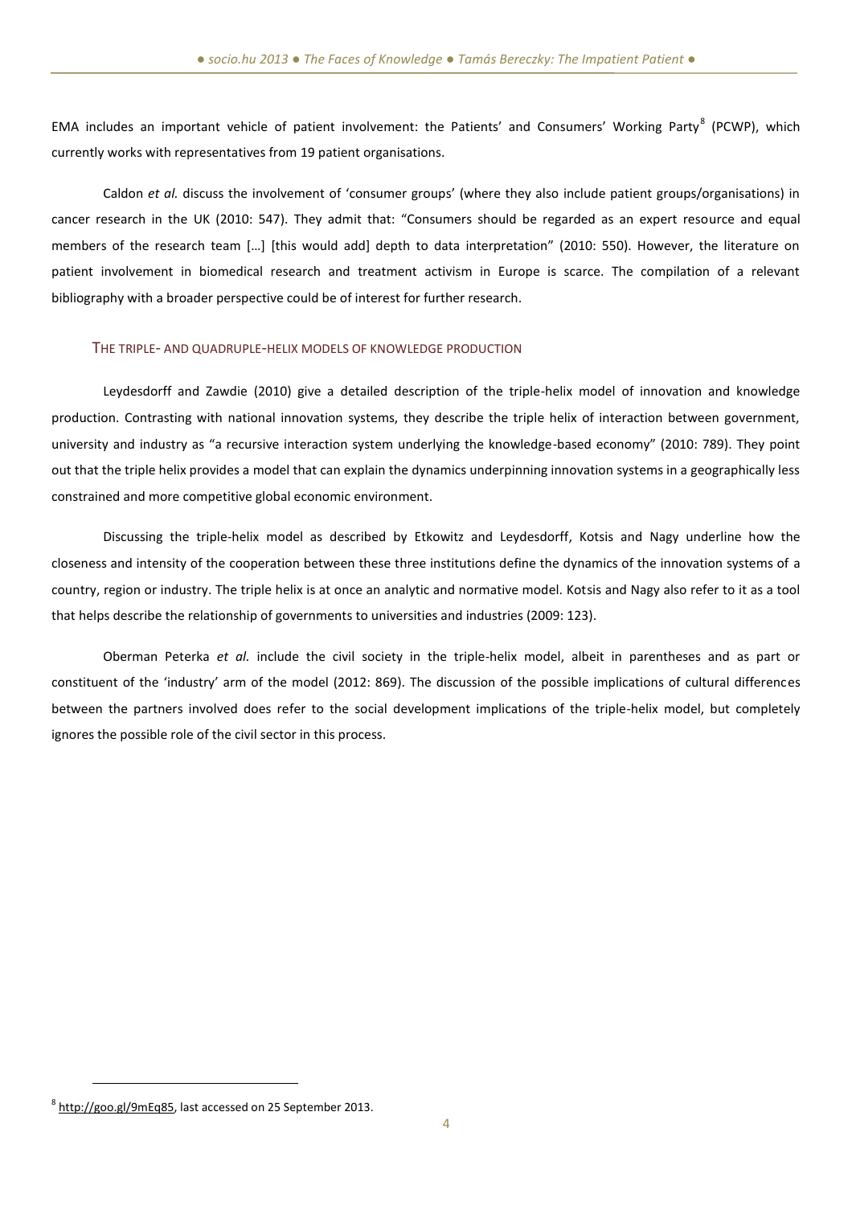EMA includes an important vehicle of patient involvement: the Patients' and Consumers' Working Party[8] (PCWP), which currently works with representatives from 19 patient organisations.

Caldon *et al.* discuss the involvement of 'consumer groups' (where they also include patient groups/organisations) in cancer research in the UK (2010: 547). They admit that: "Consumers should be regarded as an expert resource and equal members of the research team […] [this would add] depth to data interpretation" (2010: 550). However, the literature on patient involvement in biomedical research and treatment activism in Europe is scarce. The compilation of a relevant bibliography with a broader perspective could be of interest for further research.

## THE TRIPLE- AND QUADRUPLE-HELIX MODELS OF KNOWLEDGE PRODUCTION

Leydesdorff and Zawdie (2010) give a detailed description of the triple-helix model of innovation and knowledge production. Contrasting with national innovation systems, they describe the triple helix of interaction between government, university and industry as "a recursive interaction system underlying the knowledge-based economy" (2010: 789). They point out that the triple helix provides a model that can explain the dynamics underpinning innovation systems in a geographically less constrained and more competitive global economic environment.

Discussing the triple-helix model as described by Etkowitz and Leydesdorff, Kotsis and Nagy underline how the closeness and intensity of the cooperation between these three institutions define the dynamics of the innovation systems of a country, region or industry. The triple helix is at once an analytic and normative model. Kotsis and Nagy also refer to it as a tool that helps describe the relationship of governments to universities and industries (2009: 123).

Oberman Peterka *et al.* include the civil society in the triple-helix model, albeit in parentheses and as part or constituent of the 'industry' arm of the model (2012: 869). The discussion of the possible implications of cultural differences between the partners involved does refer to the social development implications of the triple-helix model, but completely ignores the possible role of the civil sector in this process.

[8] http://goo.gl/9mEq85, last accessed on 25 September 2013.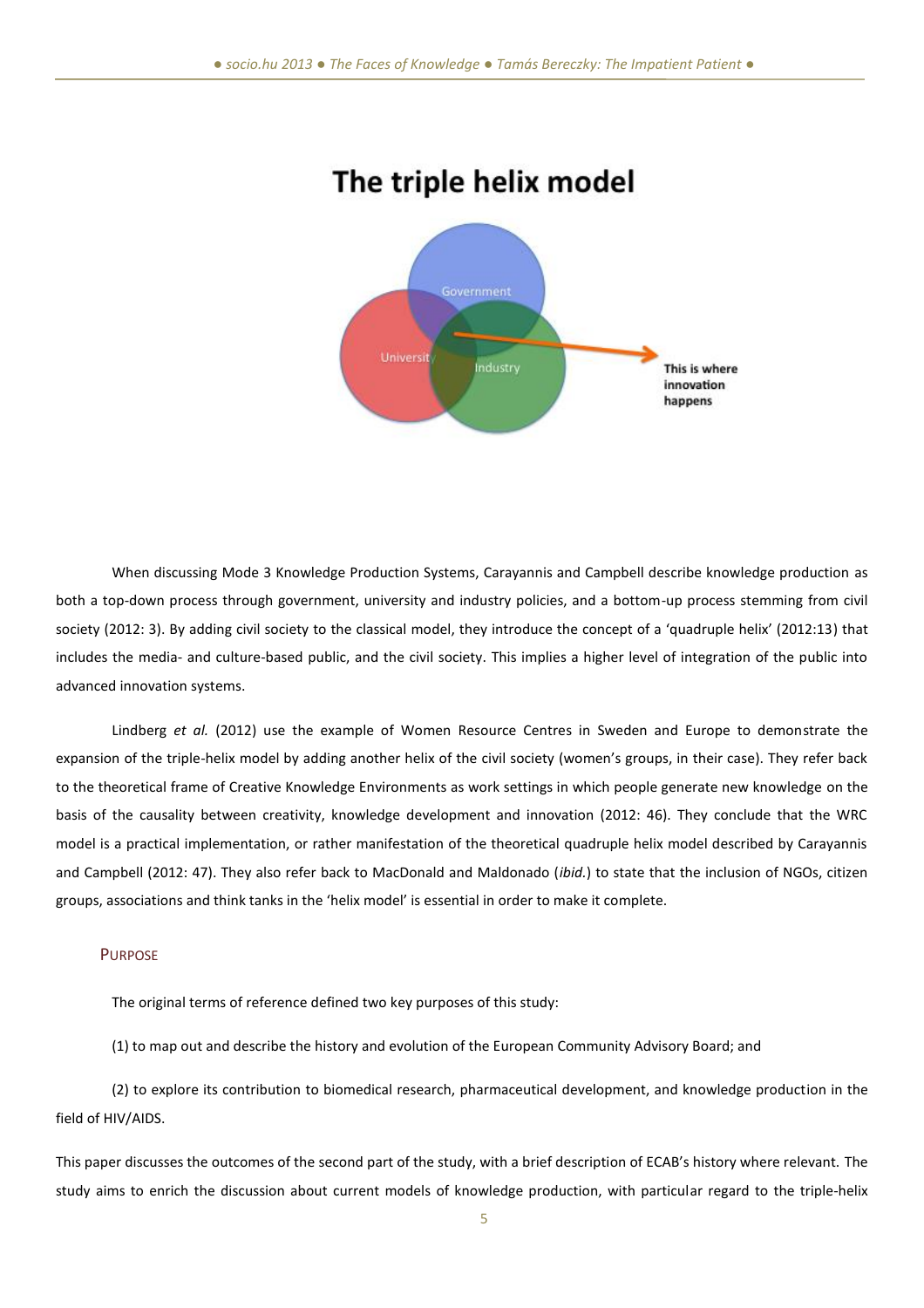## The triple helix model

Government

University

Industry

This is where innovation happens

When discussing Mode 3 Knowledge Production Systems, Carayannis and Campbell describe knowledge production as both a top-down process through government, university and industry policies, and a bottom-up process stemming from civil society (2012: 3). By adding civil society to the classical model, they introduce the concept of a 'quadruple helix' (2012:13) that includes the media- and culture-based public, and the civil society. This implies a higher level of integration of the public into advanced innovation systems.

Lindberg *et al.* (2012) use the example of Women Resource Centres in Sweden and Europe to demonstrate the expansion of the triple-helix model by adding another helix of the civil society (women's groups, in their case). They refer back to the theoretical frame of Creative Knowledge Environments as work settings in which people generate new knowledge on the basis of the causality between creativity, knowledge development and innovation (2012: 46). They conclude that the WRC model is a practical implementation, or rather manifestation of the theoretical quadruple helix model described by Carayannis and Campbell (2012: 47). They also refer back to MacDonald and Maldonado (*ibid.*) to state that the inclusion of NGOs, citizen groups, associations and think tanks in the 'helix model' is essential in order to make it complete.

### Purpose

The original terms of reference defined two key purposes of this study:

(1) to map out and describe the history and evolution of the European Community Advisory Board; and

(2) to explore its contribution to biomedical research, pharmaceutical development, and knowledge production in the field of HIV/AIDS.

This paper discusses the outcomes of the second part of the study, with a brief description of ECAB's history where relevant. The study aims to enrich the discussion about current models of knowledge production, with particular regard to the triple-helix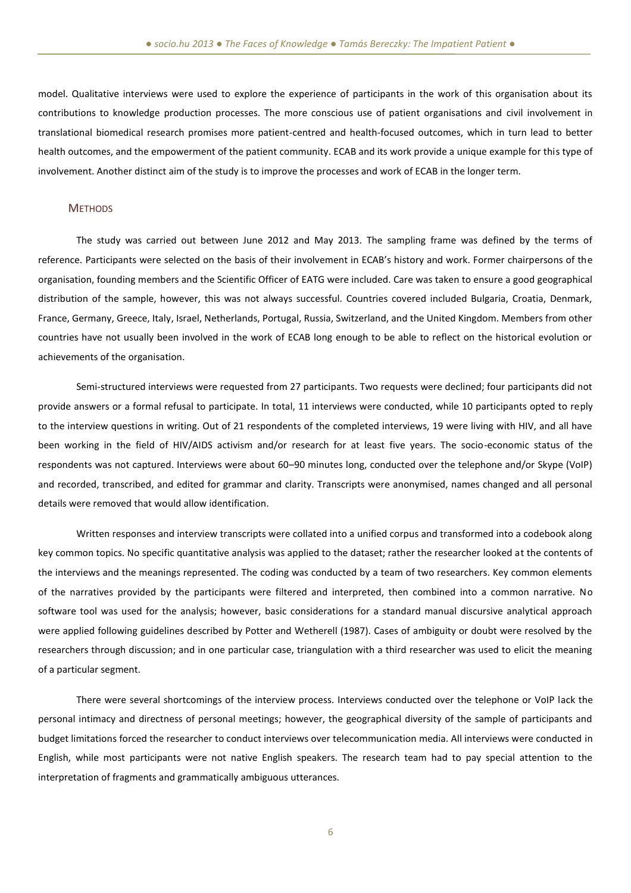model. Qualitative interviews were used to explore the experience of participants in the work of this organisation about its contributions to knowledge production processes. The more conscious use of patient organisations and civil involvement in translational biomedical research promises more patient-centred and health-focused outcomes, which in turn lead to better health outcomes, and the empowerment of the patient community. ECAB and its work provide a unique example for this type of involvement. Another distinct aim of the study is to improve the processes and work of ECAB in the longer term.

## Methods

The study was carried out between June 2012 and May 2013. The sampling frame was defined by the terms of reference. Participants were selected on the basis of their involvement in ECAB's history and work. Former chairpersons of the organisation, founding members and the Scientific Officer of EATG were included. Care was taken to ensure a good geographical distribution of the sample, however, this was not always successful. Countries covered included Bulgaria, Croatia, Denmark, France, Germany, Greece, Italy, Israel, Netherlands, Portugal, Russia, Switzerland, and the United Kingdom. Members from other countries have not usually been involved in the work of ECAB long enough to be able to reflect on the historical evolution or achievements of the organisation.

Semi-structured interviews were requested from 27 participants. Two requests were declined; four participants did not provide answers or a formal refusal to participate. In total, 11 interviews were conducted, while 10 participants opted to reply to the interview questions in writing. Out of 21 respondents of the completed interviews, 19 were living with HIV, and all have been working in the field of HIV/AIDS activism and/or research for at least five years. The socio-economic status of the respondents was not captured. Interviews were about 60–90 minutes long, conducted over the telephone and/or Skype (VoIP) and recorded, transcribed, and edited for grammar and clarity. Transcripts were anonymised, names changed and all personal details were removed that would allow identification.

Written responses and interview transcripts were collated into a unified corpus and transformed into a codebook along key common topics. No specific quantitative analysis was applied to the dataset; rather the researcher looked at the contents of the interviews and the meanings represented. The coding was conducted by a team of two researchers. Key common elements of the narratives provided by the participants were filtered and interpreted, then combined into a common narrative. No software tool was used for the analysis; however, basic considerations for a standard manual discursive analytical approach were applied following guidelines described by Potter and Wetherell (1987). Cases of ambiguity or doubt were resolved by the researchers through discussion; and in one particular case, triangulation with a third researcher was used to elicit the meaning of a particular segment.

There were several shortcomings of the interview process. Interviews conducted over the telephone or VoIP lack the personal intimacy and directness of personal meetings; however, the geographical diversity of the sample of participants and budget limitations forced the researcher to conduct interviews over telecommunication media. All interviews were conducted in English, while most participants were not native English speakers. The research team had to pay special attention to the interpretation of fragments and grammatically ambiguous utterances.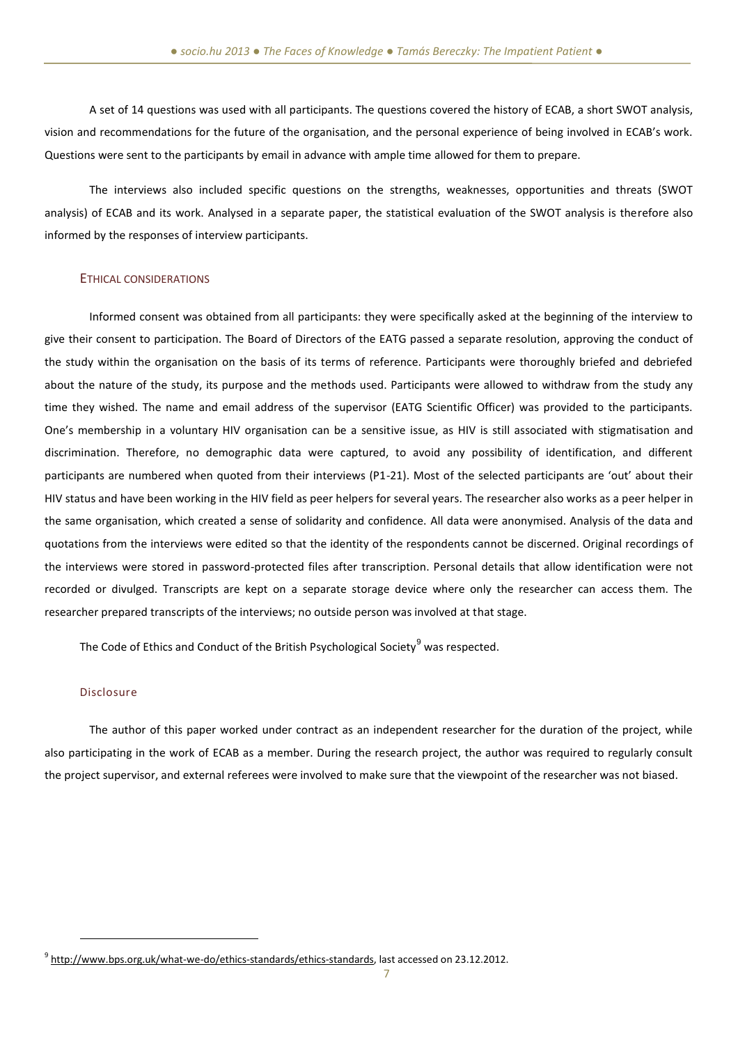A set of 14 questions was used with all participants. The questions covered the history of ECAB, a short SWOT analysis, vision and recommendations for the future of the organisation, and the personal experience of being involved in ECAB's work. Questions were sent to the participants by email in advance with ample time allowed for them to prepare.

The interviews also included specific questions on the strengths, weaknesses, opportunities and threats (SWOT analysis) of ECAB and its work. Analysed in a separate paper, the statistical evaluation of the SWOT analysis is therefore also informed by the responses of interview participants.

### ETHICAL CONSIDERATIONS

Informed consent was obtained from all participants: they were specifically asked at the beginning of the interview to give their consent to participation. The Board of Directors of the EATG passed a separate resolution, approving the conduct of the study within the organisation on the basis of its terms of reference. Participants were thoroughly briefed and debriefed about the nature of the study, its purpose and the methods used. Participants were allowed to withdraw from the study any time they wished. The name and email address of the supervisor (EATG Scientific Officer) was provided to the participants. One's membership in a voluntary HIV organisation can be a sensitive issue, as HIV is still associated with stigmatisation and discrimination. Therefore, no demographic data were captured, to avoid any possibility of identification, and different participants are numbered when quoted from their interviews (P1-21). Most of the selected participants are 'out' about their HIV status and have been working in the HIV field as peer helpers for several years. The researcher also works as a peer helper in the same organisation, which created a sense of solidarity and confidence. All data were anonymised. Analysis of the data and quotations from the interviews were edited so that the identity of the respondents cannot be discerned. Original recordings of the interviews were stored in password-protected files after transcription. Personal details that allow identification were not recorded or divulged. Transcripts are kept on a separate storage device where only the researcher can access them. The researcher prepared transcripts of the interviews; no outside person was involved at that stage.

The Code of Ethics and Conduct of the British Psychological Society[9] was respected.

### Disclosure

The author of this paper worked under contract as an independent researcher for the duration of the project, while also participating in the work of ECAB as a member. During the research project, the author was required to regularly consult the project supervisor, and external referees were involved to make sure that the viewpoint of the researcher was not biased.

[9] http://www.bps.org.uk/what-we-do/ethics-standards/ethics-standards, last accessed on 23.12.2012.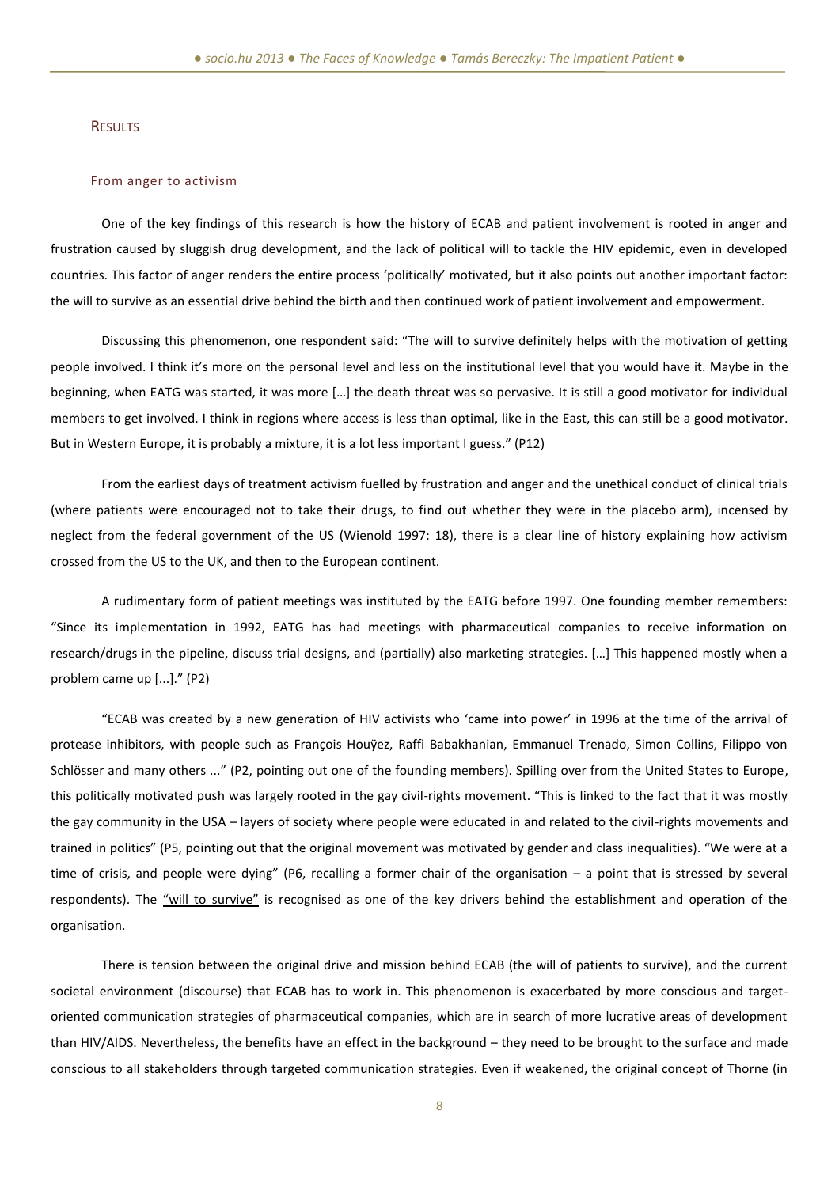## Results

### From anger to activism

One of the key findings of this research is how the history of ECAB and patient involvement is rooted in anger and frustration caused by sluggish drug development, and the lack of political will to tackle the HIV epidemic, even in developed countries. This factor of anger renders the entire process 'politically' motivated, but it also points out another important factor: the will to survive as an essential drive behind the birth and then continued work of patient involvement and empowerment.

Discussing this phenomenon, one respondent said: "The will to survive definitely helps with the motivation of getting people involved. I think it's more on the personal level and less on the institutional level that you would have it. Maybe in the beginning, when EATG was started, it was more […] the death threat was so pervasive. It is still a good motivator for individual members to get involved. I think in regions where access is less than optimal, like in the East, this can still be a good motivator. But in Western Europe, it is probably a mixture, it is a lot less important I guess." (P12)

From the earliest days of treatment activism fuelled by frustration and anger and the unethical conduct of clinical trials (where patients were encouraged not to take their drugs, to find out whether they were in the placebo arm), incensed by neglect from the federal government of the US (Wienold 1997: 18), there is a clear line of history explaining how activism crossed from the US to the UK, and then to the European continent.

A rudimentary form of patient meetings was instituted by the EATG before 1997. One founding member remembers: "Since its implementation in 1992, EATG has had meetings with pharmaceutical companies to receive information on research/drugs in the pipeline, discuss trial designs, and (partially) also marketing strategies. […] This happened mostly when a problem came up [...]." (P2)

"ECAB was created by a new generation of HIV activists who 'came into power' in 1996 at the time of the arrival of protease inhibitors, with people such as François Houÿez, Raffi Babakhanian, Emmanuel Trenado, Simon Collins, Filippo von Schlösser and many others ..." (P2, pointing out one of the founding members). Spilling over from the United States to Europe, this politically motivated push was largely rooted in the gay civil-rights movement. "This is linked to the fact that it was mostly the gay community in the USA – layers of society where people were educated in and related to the civil-rights movements and trained in politics" (P5, pointing out that the original movement was motivated by gender and class inequalities). "We were at a time of crisis, and people were dying" (P6, recalling a former chair of the organisation – a point that is stressed by several respondents). The <u>"will to survive"</u> is recognised as one of the key drivers behind the establishment and operation of the organisation.

There is tension between the original drive and mission behind ECAB (the will of patients to survive), and the current societal environment (discourse) that ECAB has to work in. This phenomenon is exacerbated by more conscious and target-oriented communication strategies of pharmaceutical companies, which are in search of more lucrative areas of development than HIV/AIDS. Nevertheless, the benefits have an effect in the background – they need to be brought to the surface and made conscious to all stakeholders through targeted communication strategies. Even if weakened, the original concept of Thorne (in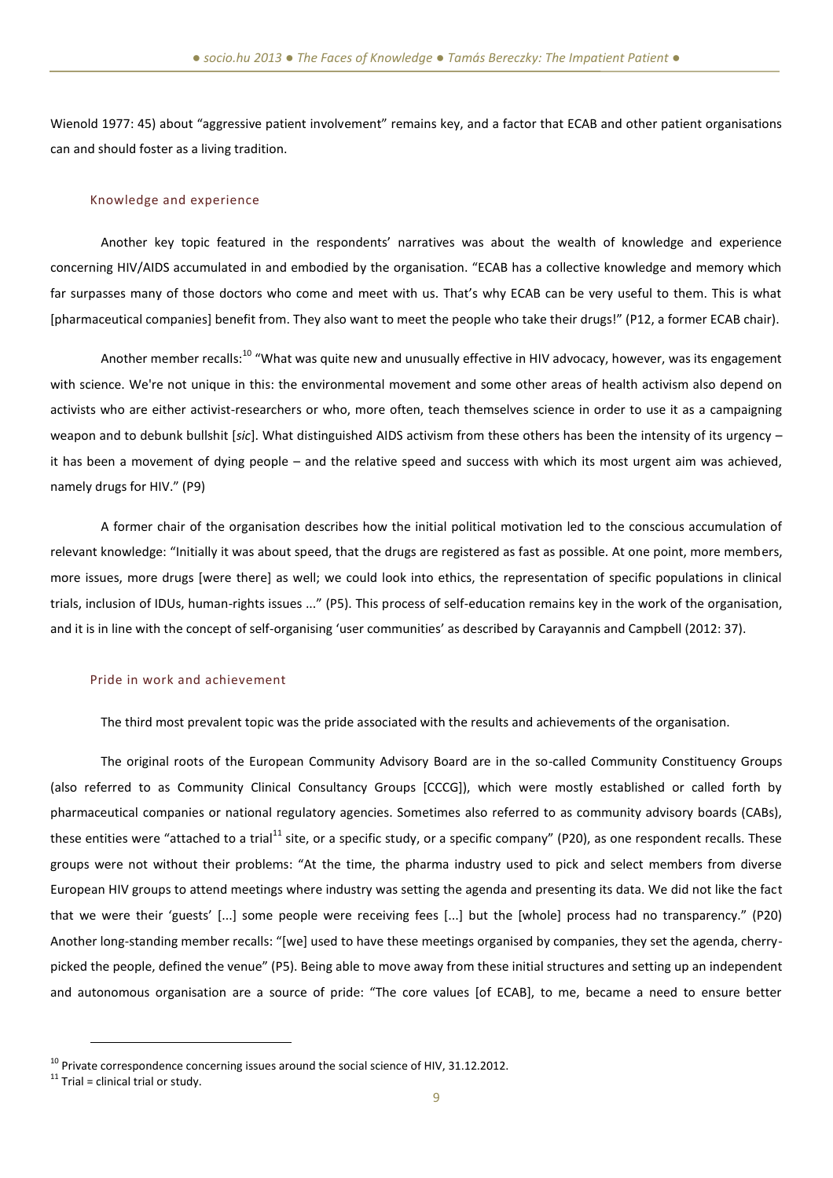Wienold 1977: 45) about "aggressive patient involvement" remains key, and a factor that ECAB and other patient organisations can and should foster as a living tradition.

### Knowledge and experience

Another key topic featured in the respondents' narratives was about the wealth of knowledge and experience concerning HIV/AIDS accumulated in and embodied by the organisation. "ECAB has a collective knowledge and memory which far surpasses many of those doctors who come and meet with us. That's why ECAB can be very useful to them. This is what [pharmaceutical companies] benefit from. They also want to meet the people who take their drugs!" (P12, a former ECAB chair).

Another member recalls:[10] "What was quite new and unusually effective in HIV advocacy, however, was its engagement with science. We're not unique in this: the environmental movement and some other areas of health activism also depend on activists who are either activist-researchers or who, more often, teach themselves science in order to use it as a campaigning weapon and to debunk bullshit [*sic*]. What distinguished AIDS activism from these others has been the intensity of its urgency – it has been a movement of dying people – and the relative speed and success with which its most urgent aim was achieved, namely drugs for HIV." (P9)

A former chair of the organisation describes how the initial political motivation led to the conscious accumulation of relevant knowledge: "Initially it was about speed, that the drugs are registered as fast as possible. At one point, more members, more issues, more drugs [were there] as well; we could look into ethics, the representation of specific populations in clinical trials, inclusion of IDUs, human-rights issues ..." (P5). This process of self-education remains key in the work of the organisation, and it is in line with the concept of self-organising 'user communities' as described by Carayannis and Campbell (2012: 37).

### Pride in work and achievement

The third most prevalent topic was the pride associated with the results and achievements of the organisation.

The original roots of the European Community Advisory Board are in the so-called Community Constituency Groups (also referred to as Community Clinical Consultancy Groups [CCCG]), which were mostly established or called forth by pharmaceutical companies or national regulatory agencies. Sometimes also referred to as community advisory boards (CABs), these entities were "attached to a trial[11] site, or a specific study, or a specific company" (P20), as one respondent recalls. These groups were not without their problems: "At the time, the pharma industry used to pick and select members from diverse European HIV groups to attend meetings where industry was setting the agenda and presenting its data. We did not like the fact that we were their 'guests' [...] some people were receiving fees [...] but the [whole] process had no transparency." (P20) Another long-standing member recalls: "[we] used to have these meetings organised by companies, they set the agenda, cherry-picked the people, defined the venue" (P5). Being able to move away from these initial structures and setting up an independent and autonomous organisation are a source of pride: "The core values [of ECAB], to me, became a need to ensure better

---

[10] Private correspondence concerning issues around the social science of HIV, 31.12.2012.

[11] Trial = clinical trial or study.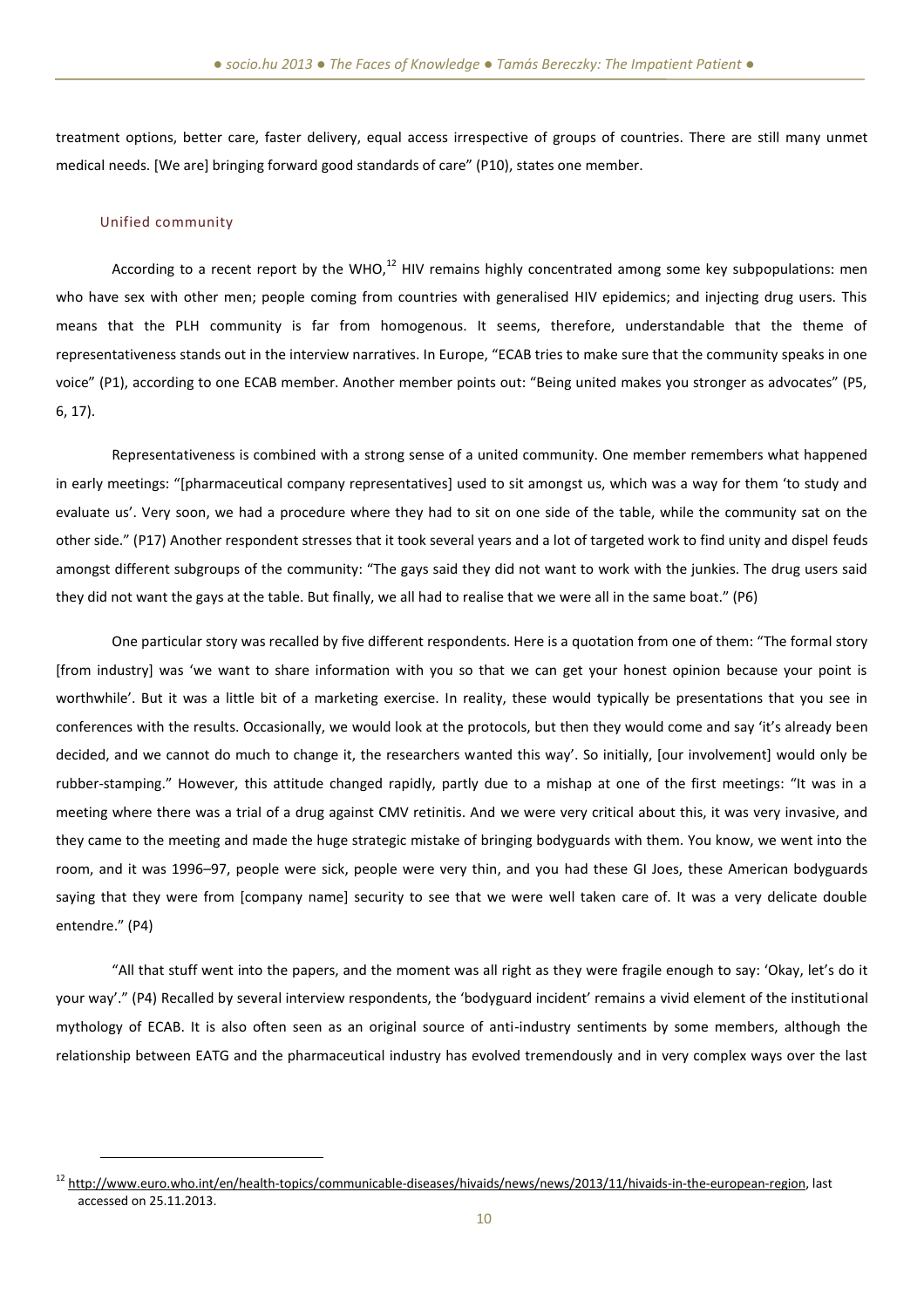treatment options, better care, faster delivery, equal access irrespective of groups of countries. There are still many unmet medical needs. [We are] bringing forward good standards of care" (P10), states one member.

### Unified community

According to a recent report by the WHO,[12] HIV remains highly concentrated among some key subpopulations: men who have sex with other men; people coming from countries with generalised HIV epidemics; and injecting drug users. This means that the PLH community is far from homogenous. It seems, therefore, understandable that the theme of representativeness stands out in the interview narratives. In Europe, "ECAB tries to make sure that the community speaks in one voice" (P1), according to one ECAB member. Another member points out: "Being united makes you stronger as advocates" (P5, 6, 17).

Representativeness is combined with a strong sense of a united community. One member remembers what happened in early meetings: "[pharmaceutical company representatives] used to sit amongst us, which was a way for them 'to study and evaluate us'. Very soon, we had a procedure where they had to sit on one side of the table, while the community sat on the other side." (P17) Another respondent stresses that it took several years and a lot of targeted work to find unity and dispel feuds amongst different subgroups of the community: "The gays said they did not want to work with the junkies. The drug users said they did not want the gays at the table. But finally, we all had to realise that we were all in the same boat." (P6)

One particular story was recalled by five different respondents. Here is a quotation from one of them: "The formal story [from industry] was 'we want to share information with you so that we can get your honest opinion because your point is worthwhile'. But it was a little bit of a marketing exercise. In reality, these would typically be presentations that you see in conferences with the results. Occasionally, we would look at the protocols, but then they would come and say 'it's already been decided, and we cannot do much to change it, the researchers wanted this way'. So initially, [our involvement] would only be rubber-stamping." However, this attitude changed rapidly, partly due to a mishap at one of the first meetings: "It was in a meeting where there was a trial of a drug against CMV retinitis. And we were very critical about this, it was very invasive, and they came to the meeting and made the huge strategic mistake of bringing bodyguards with them. You know, we went into the room, and it was 1996–97, people were sick, people were very thin, and you had these GI Joes, these American bodyguards saying that they were from [company name] security to see that we were well taken care of. It was a very delicate double entendre." (P4)

"All that stuff went into the papers, and the moment was all right as they were fragile enough to say: 'Okay, let's do it your way'." (P4) Recalled by several interview respondents, the 'bodyguard incident' remains a vivid element of the institutional mythology of ECAB. It is also often seen as an original source of anti-industry sentiments by some members, although the relationship between EATG and the pharmaceutical industry has evolved tremendously and in very complex ways over the last

[12] http://www.euro.who.int/en/health-topics/communicable-diseases/hivaids/news/news/2013/11/hivaids-in-the-european-region, last accessed on 25.11.2013.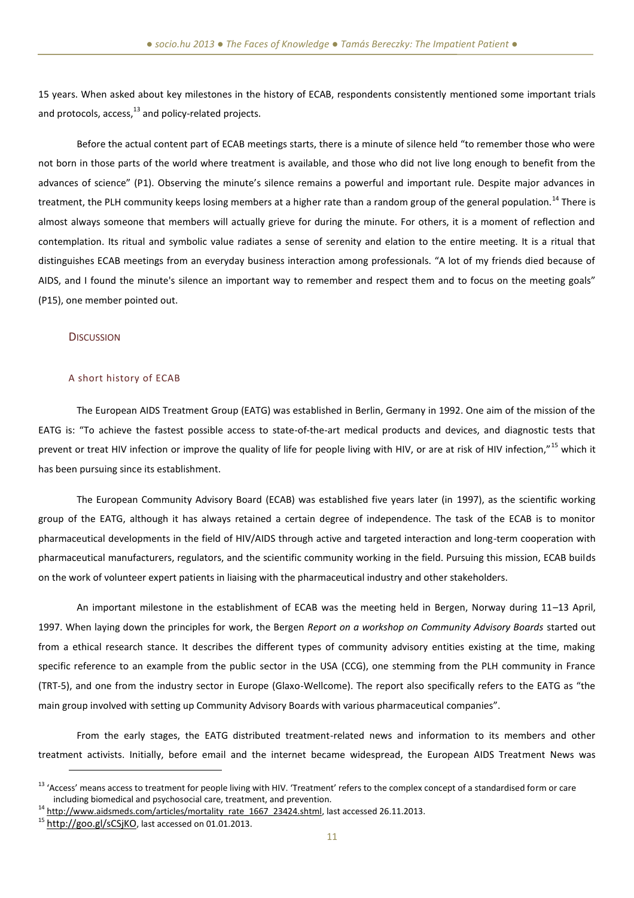15 years. When asked about key milestones in the history of ECAB, respondents consistently mentioned some important trials and protocols, access,[13] and policy-related projects.

Before the actual content part of ECAB meetings starts, there is a minute of silence held "to remember those who were not born in those parts of the world where treatment is available, and those who did not live long enough to benefit from the advances of science" (P1). Observing the minute's silence remains a powerful and important rule. Despite major advances in treatment, the PLH community keeps losing members at a higher rate than a random group of the general population.[14] There is almost always someone that members will actually grieve for during the minute. For others, it is a moment of reflection and contemplation. Its ritual and symbolic value radiates a sense of serenity and elation to the entire meeting. It is a ritual that distinguishes ECAB meetings from an everyday business interaction among professionals. "A lot of my friends died because of AIDS, and I found the minute's silence an important way to remember and respect them and to focus on the meeting goals" (P15), one member pointed out.

## Discussion

### A short history of ECAB

The European AIDS Treatment Group (EATG) was established in Berlin, Germany in 1992. One aim of the mission of the EATG is: "To achieve the fastest possible access to state-of-the-art medical products and devices, and diagnostic tests that prevent or treat HIV infection or improve the quality of life for people living with HIV, or are at risk of HIV infection,"[15] which it has been pursuing since its establishment.

The European Community Advisory Board (ECAB) was established five years later (in 1997), as the scientific working group of the EATG, although it has always retained a certain degree of independence. The task of the ECAB is to monitor pharmaceutical developments in the field of HIV/AIDS through active and targeted interaction and long-term cooperation with pharmaceutical manufacturers, regulators, and the scientific community working in the field. Pursuing this mission, ECAB builds on the work of volunteer expert patients in liaising with the pharmaceutical industry and other stakeholders.

An important milestone in the establishment of ECAB was the meeting held in Bergen, Norway during 11–13 April, 1997. When laying down the principles for work, the Bergen *Report on a workshop on Community Advisory Boards* started out from a ethical research stance. It describes the different types of community advisory entities existing at the time, making specific reference to an example from the public sector in the USA (CCG), one stemming from the PLH community in France (TRT-5), and one from the industry sector in Europe (Glaxo-Wellcome). The report also specifically refers to the EATG as "the main group involved with setting up Community Advisory Boards with various pharmaceutical companies".

From the early stages, the EATG distributed treatment-related news and information to its members and other treatment activists. Initially, before email and the internet became widespread, the European AIDS Treatment News was

---

[13] 'Access' means access to treatment for people living with HIV. 'Treatment' refers to the complex concept of a standardised form or care including biomedical and psychosocial care, treatment, and prevention.

[14] http://www.aidsmeds.com/articles/mortality_rate_1667_23424.shtml, last accessed 26.11.2013.

[15] http://goo.gl/sCSjKO, last accessed on 01.01.2013.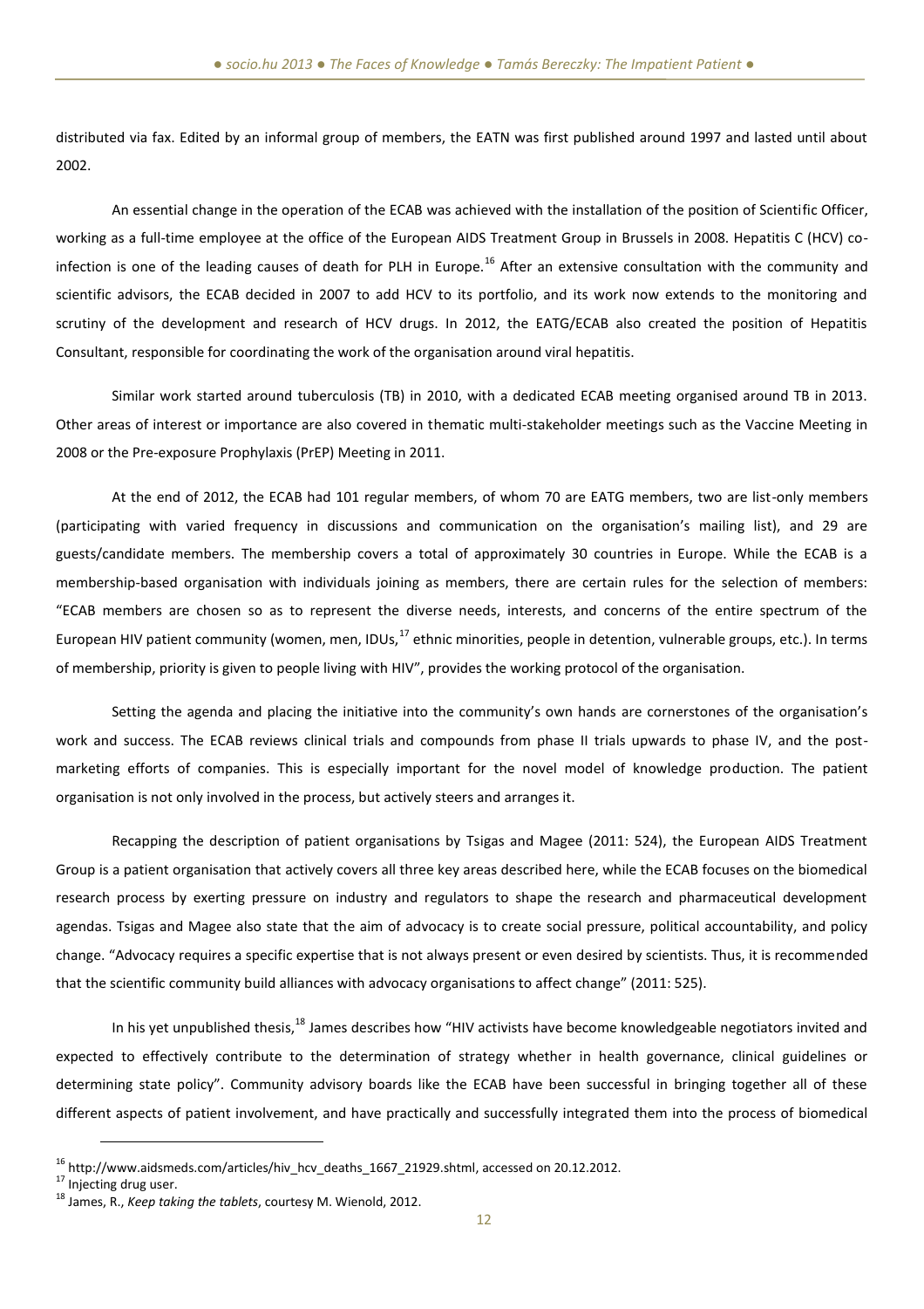distributed via fax. Edited by an informal group of members, the EATN was first published around 1997 and lasted until about 2002.

An essential change in the operation of the ECAB was achieved with the installation of the position of Scientific Officer, working as a full-time employee at the office of the European AIDS Treatment Group in Brussels in 2008. Hepatitis C (HCV) co-infection is one of the leading causes of death for PLH in Europe.[16] After an extensive consultation with the community and scientific advisors, the ECAB decided in 2007 to add HCV to its portfolio, and its work now extends to the monitoring and scrutiny of the development and research of HCV drugs. In 2012, the EATG/ECAB also created the position of Hepatitis Consultant, responsible for coordinating the work of the organisation around viral hepatitis.

Similar work started around tuberculosis (TB) in 2010, with a dedicated ECAB meeting organised around TB in 2013. Other areas of interest or importance are also covered in thematic multi-stakeholder meetings such as the Vaccine Meeting in 2008 or the Pre-exposure Prophylaxis (PrEP) Meeting in 2011.

At the end of 2012, the ECAB had 101 regular members, of whom 70 are EATG members, two are list-only members (participating with varied frequency in discussions and communication on the organisation's mailing list), and 29 are guests/candidate members. The membership covers a total of approximately 30 countries in Europe. While the ECAB is a membership-based organisation with individuals joining as members, there are certain rules for the selection of members: "ECAB members are chosen so as to represent the diverse needs, interests, and concerns of the entire spectrum of the European HIV patient community (women, men, IDUs,[17] ethnic minorities, people in detention, vulnerable groups, etc.). In terms of membership, priority is given to people living with HIV", provides the working protocol of the organisation.

Setting the agenda and placing the initiative into the community's own hands are cornerstones of the organisation's work and success. The ECAB reviews clinical trials and compounds from phase II trials upwards to phase IV, and the post-marketing efforts of companies. This is especially important for the novel model of knowledge production. The patient organisation is not only involved in the process, but actively steers and arranges it.

Recapping the description of patient organisations by Tsigas and Magee (2011: 524), the European AIDS Treatment Group is a patient organisation that actively covers all three key areas described here, while the ECAB focuses on the biomedical research process by exerting pressure on industry and regulators to shape the research and pharmaceutical development agendas. Tsigas and Magee also state that the aim of advocacy is to create social pressure, political accountability, and policy change. "Advocacy requires a specific expertise that is not always present or even desired by scientists. Thus, it is recommended that the scientific community build alliances with advocacy organisations to affect change" (2011: 525).

In his yet unpublished thesis,[18] James describes how "HIV activists have become knowledgeable negotiators invited and expected to effectively contribute to the determination of strategy whether in health governance, clinical guidelines or determining state policy". Community advisory boards like the ECAB have been successful in bringing together all of these different aspects of patient involvement, and have practically and successfully integrated them into the process of biomedical

---

[16] http://www.aidsmeds.com/articles/hiv_hcv_deaths_1667_21929.shtml, accessed on 20.12.2012.

[17] Injecting drug user.

[18] James, R., *Keep taking the tablets*, courtesy M. Wienold, 2012.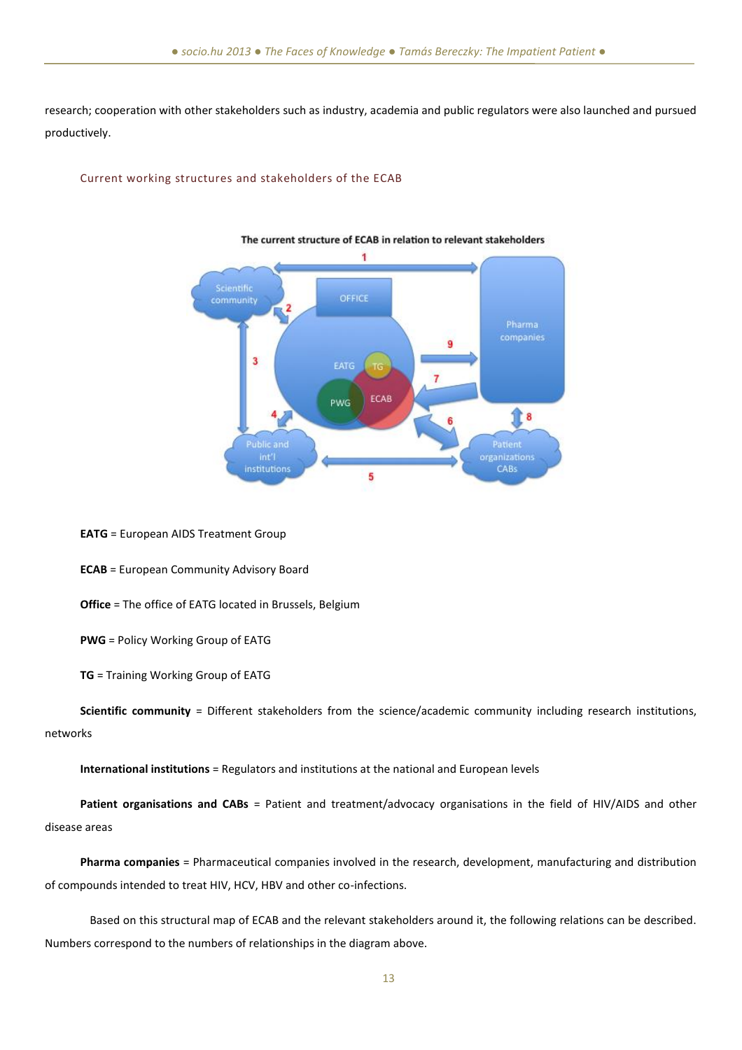research; cooperation with other stakeholders such as industry, academia and public regulators were also launched and pursued productively.

### Current working structures and stakeholders of the ECAB

**The current structure of ECAB in relation to relevant stakeholders**

**EATG** = European AIDS Treatment Group

**ECAB** = European Community Advisory Board

**Office** = The office of EATG located in Brussels, Belgium

**PWG** = Policy Working Group of EATG

**TG** = Training Working Group of EATG

**Scientific community** = Different stakeholders from the science/academic community including research institutions, networks

**International institutions** = Regulators and institutions at the national and European levels

**Patient organisations and CABs** = Patient and treatment/advocacy organisations in the field of HIV/AIDS and other disease areas

**Pharma companies** = Pharmaceutical companies involved in the research, development, manufacturing and distribution of compounds intended to treat HIV, HCV, HBV and other co-infections.

Based on this structural map of ECAB and the relevant stakeholders around it, the following relations can be described. Numbers correspond to the numbers of relationships in the diagram above.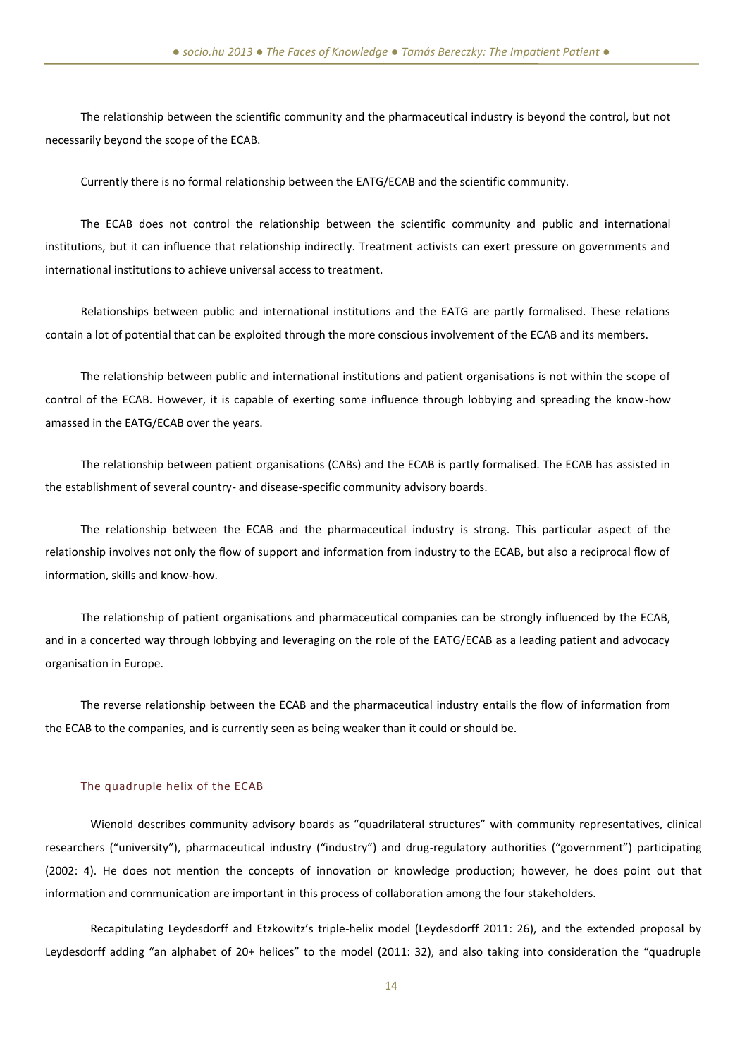The relationship between the scientific community and the pharmaceutical industry is beyond the control, but not necessarily beyond the scope of the ECAB.

Currently there is no formal relationship between the EATG/ECAB and the scientific community.

The ECAB does not control the relationship between the scientific community and public and international institutions, but it can influence that relationship indirectly. Treatment activists can exert pressure on governments and international institutions to achieve universal access to treatment.

Relationships between public and international institutions and the EATG are partly formalised. These relations contain a lot of potential that can be exploited through the more conscious involvement of the ECAB and its members.

The relationship between public and international institutions and patient organisations is not within the scope of control of the ECAB. However, it is capable of exerting some influence through lobbying and spreading the know-how amassed in the EATG/ECAB over the years.

The relationship between patient organisations (CABs) and the ECAB is partly formalised. The ECAB has assisted in the establishment of several country- and disease-specific community advisory boards.

The relationship between the ECAB and the pharmaceutical industry is strong. This particular aspect of the relationship involves not only the flow of support and information from industry to the ECAB, but also a reciprocal flow of information, skills and know-how.

The relationship of patient organisations and pharmaceutical companies can be strongly influenced by the ECAB, and in a concerted way through lobbying and leveraging on the role of the EATG/ECAB as a leading patient and advocacy organisation in Europe.

The reverse relationship between the ECAB and the pharmaceutical industry entails the flow of information from the ECAB to the companies, and is currently seen as being weaker than it could or should be.

### The quadruple helix of the ECAB

Wienold describes community advisory boards as "quadrilateral structures" with community representatives, clinical researchers ("university"), pharmaceutical industry ("industry") and drug-regulatory authorities ("government") participating (2002: 4). He does not mention the concepts of innovation or knowledge production; however, he does point out that information and communication are important in this process of collaboration among the four stakeholders.

Recapitulating Leydesdorff and Etzkowitz's triple-helix model (Leydesdorff 2011: 26), and the extended proposal by Leydesdorff adding "an alphabet of 20+ helices" to the model (2011: 32), and also taking into consideration the "quadruple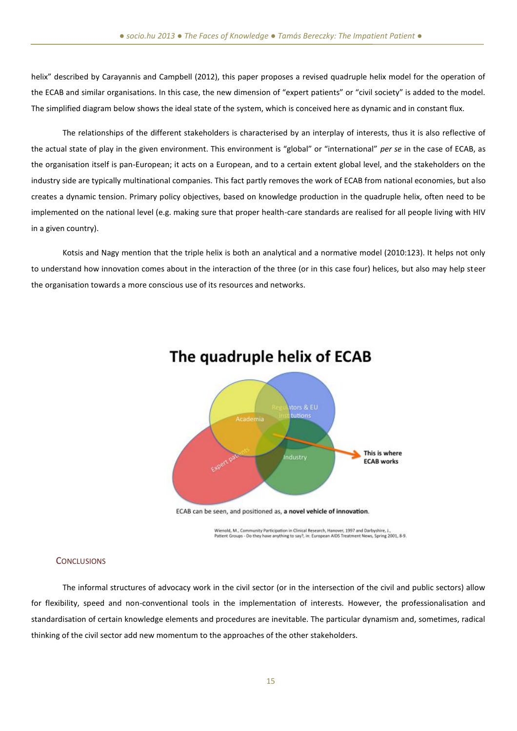helix" described by Carayannis and Campbell (2012), this paper proposes a revised quadruple helix model for the operation of the ECAB and similar organisations. In this case, the new dimension of "expert patients" or "civil society" is added to the model. The simplified diagram below shows the ideal state of the system, which is conceived here as dynamic and in constant flux.

The relationships of the different stakeholders is characterised by an interplay of interests, thus it is also reflective of the actual state of play in the given environment. This environment is "global" or "international" *per se* in the case of ECAB, as the organisation itself is pan-European; it acts on a European, and to a certain extent global level, and the stakeholders on the industry side are typically multinational companies. This fact partly removes the work of ECAB from national economies, but also creates a dynamic tension. Primary policy objectives, based on knowledge production in the quadruple helix, often need to be implemented on the national level (e.g. making sure that proper health-care standards are realised for all people living with HIV in a given country).

Kotsis and Nagy mention that the triple helix is both an analytical and a normative model (2010:123). It helps not only to understand how innovation comes about in the interaction of the three (or in this case four) helices, but also may help steer the organisation towards a more conscious use of its resources and networks.

**The quadruple helix of ECAB**

Academia | Regulators & EU institutions | Expert patients | Industry | This is where ECAB works

ECAB can be seen, and positioned as, **a novel vehicle of innovation**.

Wienold, M., Community Participation in Clinical Research, Hanover, 1997 and Darbyshire, J., Patient Groups - Do they have anything to say?, in: European AIDS Treatment News, Spring 2001, 8-9.

## Conclusions

The informal structures of advocacy work in the civil sector (or in the intersection of the civil and public sectors) allow for flexibility, speed and non-conventional tools in the implementation of interests. However, the professionalisation and standardisation of certain knowledge elements and procedures are inevitable. The particular dynamism and, sometimes, radical thinking of the civil sector add new momentum to the approaches of the other stakeholders.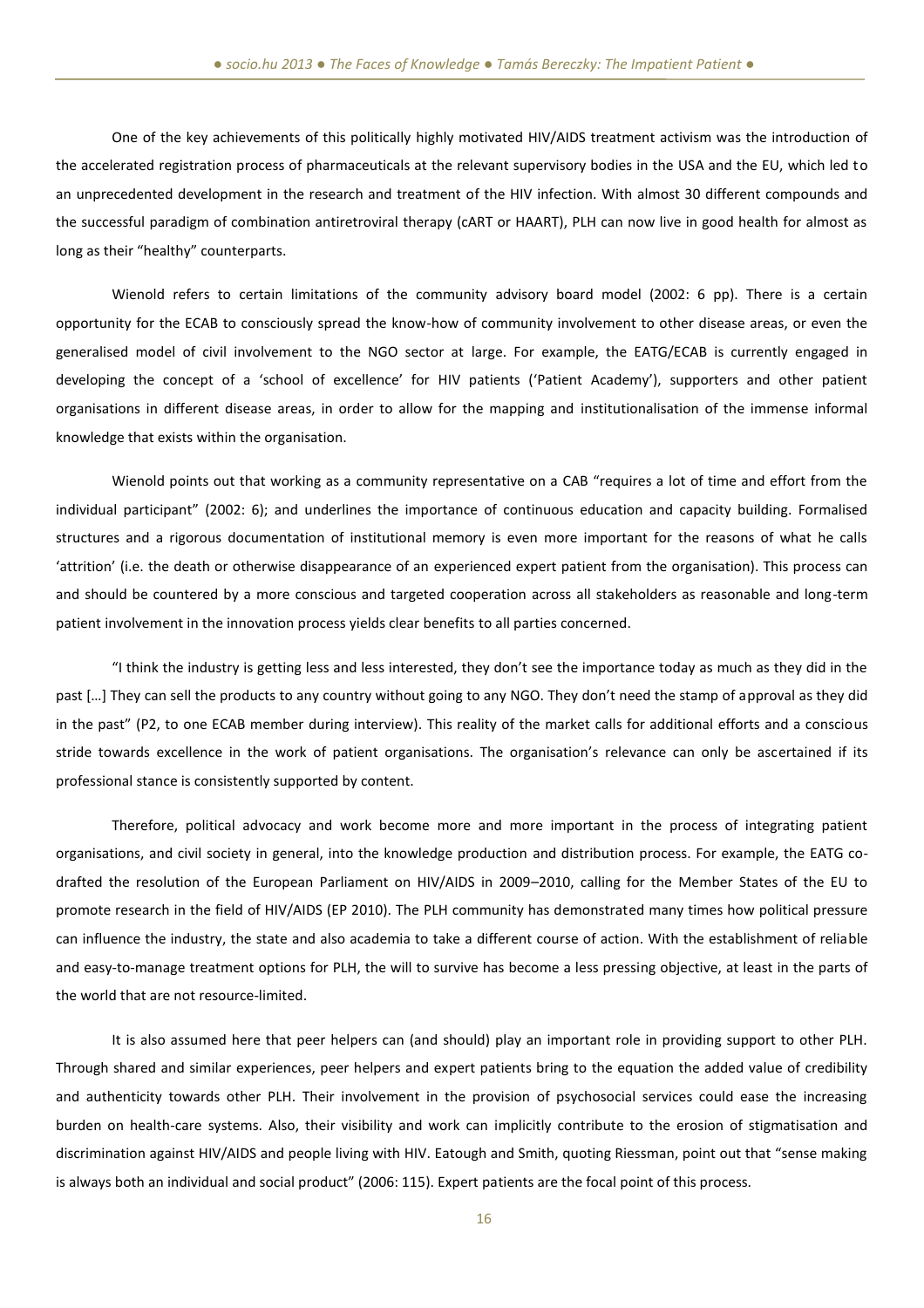One of the key achievements of this politically highly motivated HIV/AIDS treatment activism was the introduction of the accelerated registration process of pharmaceuticals at the relevant supervisory bodies in the USA and the EU, which led to an unprecedented development in the research and treatment of the HIV infection. With almost 30 different compounds and the successful paradigm of combination antiretroviral therapy (cART or HAART), PLH can now live in good health for almost as long as their "healthy" counterparts.

Wienold refers to certain limitations of the community advisory board model (2002: 6 pp). There is a certain opportunity for the ECAB to consciously spread the know-how of community involvement to other disease areas, or even the generalised model of civil involvement to the NGO sector at large. For example, the EATG/ECAB is currently engaged in developing the concept of a 'school of excellence' for HIV patients ('Patient Academy'), supporters and other patient organisations in different disease areas, in order to allow for the mapping and institutionalisation of the immense informal knowledge that exists within the organisation.

Wienold points out that working as a community representative on a CAB "requires a lot of time and effort from the individual participant" (2002: 6); and underlines the importance of continuous education and capacity building. Formalised structures and a rigorous documentation of institutional memory is even more important for the reasons of what he calls 'attrition' (i.e. the death or otherwise disappearance of an experienced expert patient from the organisation). This process can and should be countered by a more conscious and targeted cooperation across all stakeholders as reasonable and long-term patient involvement in the innovation process yields clear benefits to all parties concerned.

"I think the industry is getting less and less interested, they don't see the importance today as much as they did in the past […] They can sell the products to any country without going to any NGO. They don't need the stamp of approval as they did in the past" (P2, to one ECAB member during interview). This reality of the market calls for additional efforts and a conscious stride towards excellence in the work of patient organisations. The organisation's relevance can only be ascertained if its professional stance is consistently supported by content.

Therefore, political advocacy and work become more and more important in the process of integrating patient organisations, and civil society in general, into the knowledge production and distribution process. For example, the EATG co-drafted the resolution of the European Parliament on HIV/AIDS in 2009–2010, calling for the Member States of the EU to promote research in the field of HIV/AIDS (EP 2010). The PLH community has demonstrated many times how political pressure can influence the industry, the state and also academia to take a different course of action. With the establishment of reliable and easy-to-manage treatment options for PLH, the will to survive has become a less pressing objective, at least in the parts of the world that are not resource-limited.

It is also assumed here that peer helpers can (and should) play an important role in providing support to other PLH. Through shared and similar experiences, peer helpers and expert patients bring to the equation the added value of credibility and authenticity towards other PLH. Their involvement in the provision of psychosocial services could ease the increasing burden on health-care systems. Also, their visibility and work can implicitly contribute to the erosion of stigmatisation and discrimination against HIV/AIDS and people living with HIV. Eatough and Smith, quoting Riessman, point out that "sense making is always both an individual and social product" (2006: 115). Expert patients are the focal point of this process.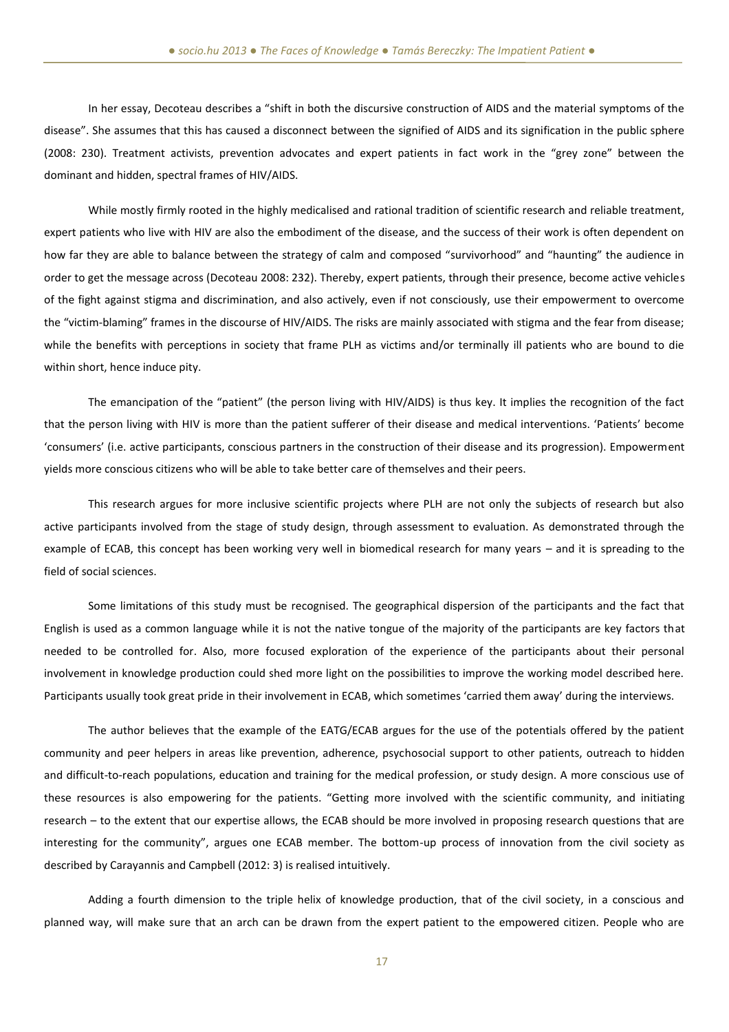In her essay, Decoteau describes a "shift in both the discursive construction of AIDS and the material symptoms of the disease". She assumes that this has caused a disconnect between the signified of AIDS and its signification in the public sphere (2008: 230). Treatment activists, prevention advocates and expert patients in fact work in the "grey zone" between the dominant and hidden, spectral frames of HIV/AIDS.

While mostly firmly rooted in the highly medicalised and rational tradition of scientific research and reliable treatment, expert patients who live with HIV are also the embodiment of the disease, and the success of their work is often dependent on how far they are able to balance between the strategy of calm and composed "survivorhood" and "haunting" the audience in order to get the message across (Decoteau 2008: 232). Thereby, expert patients, through their presence, become active vehicles of the fight against stigma and discrimination, and also actively, even if not consciously, use their empowerment to overcome the "victim-blaming" frames in the discourse of HIV/AIDS. The risks are mainly associated with stigma and the fear from disease; while the benefits with perceptions in society that frame PLH as victims and/or terminally ill patients who are bound to die within short, hence induce pity.

The emancipation of the "patient" (the person living with HIV/AIDS) is thus key. It implies the recognition of the fact that the person living with HIV is more than the patient sufferer of their disease and medical interventions. 'Patients' become 'consumers' (i.e. active participants, conscious partners in the construction of their disease and its progression). Empowerment yields more conscious citizens who will be able to take better care of themselves and their peers.

This research argues for more inclusive scientific projects where PLH are not only the subjects of research but also active participants involved from the stage of study design, through assessment to evaluation. As demonstrated through the example of ECAB, this concept has been working very well in biomedical research for many years – and it is spreading to the field of social sciences.

Some limitations of this study must be recognised. The geographical dispersion of the participants and the fact that English is used as a common language while it is not the native tongue of the majority of the participants are key factors that needed to be controlled for. Also, more focused exploration of the experience of the participants about their personal involvement in knowledge production could shed more light on the possibilities to improve the working model described here. Participants usually took great pride in their involvement in ECAB, which sometimes 'carried them away' during the interviews.

The author believes that the example of the EATG/ECAB argues for the use of the potentials offered by the patient community and peer helpers in areas like prevention, adherence, psychosocial support to other patients, outreach to hidden and difficult-to-reach populations, education and training for the medical profession, or study design. A more conscious use of these resources is also empowering for the patients. "Getting more involved with the scientific community, and initiating research – to the extent that our expertise allows, the ECAB should be more involved in proposing research questions that are interesting for the community", argues one ECAB member. The bottom-up process of innovation from the civil society as described by Carayannis and Campbell (2012: 3) is realised intuitively.

Adding a fourth dimension to the triple helix of knowledge production, that of the civil society, in a conscious and planned way, will make sure that an arch can be drawn from the expert patient to the empowered citizen. People who are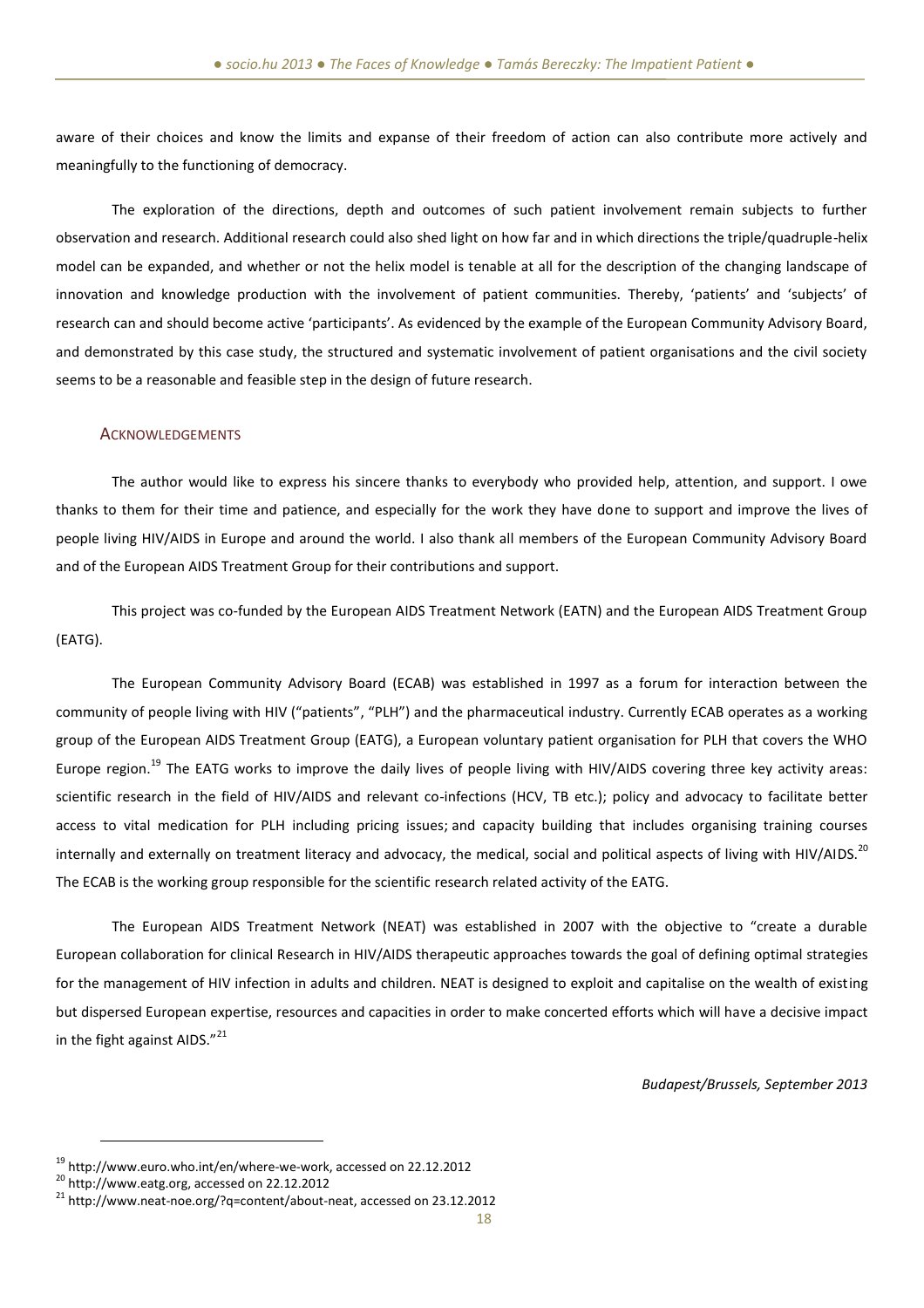aware of their choices and know the limits and expanse of their freedom of action can also contribute more actively and meaningfully to the functioning of democracy.

The exploration of the directions, depth and outcomes of such patient involvement remain subjects to further observation and research. Additional research could also shed light on how far and in which directions the triple/quadruple-helix model can be expanded, and whether or not the helix model is tenable at all for the description of the changing landscape of innovation and knowledge production with the involvement of patient communities. Thereby, 'patients' and 'subjects' of research can and should become active 'participants'. As evidenced by the example of the European Community Advisory Board, and demonstrated by this case study, the structured and systematic involvement of patient organisations and the civil society seems to be a reasonable and feasible step in the design of future research.

## Acknowledgements

The author would like to express his sincere thanks to everybody who provided help, attention, and support. I owe thanks to them for their time and patience, and especially for the work they have done to support and improve the lives of people living HIV/AIDS in Europe and around the world. I also thank all members of the European Community Advisory Board and of the European AIDS Treatment Group for their contributions and support.

This project was co-funded by the European AIDS Treatment Network (EATN) and the European AIDS Treatment Group (EATG).

The European Community Advisory Board (ECAB) was established in 1997 as a forum for interaction between the community of people living with HIV ("patients", "PLH") and the pharmaceutical industry. Currently ECAB operates as a working group of the European AIDS Treatment Group (EATG), a European voluntary patient organisation for PLH that covers the WHO Europe region.[19] The EATG works to improve the daily lives of people living with HIV/AIDS covering three key activity areas: scientific research in the field of HIV/AIDS and relevant co-infections (HCV, TB etc.); policy and advocacy to facilitate better access to vital medication for PLH including pricing issues; and capacity building that includes organising training courses internally and externally on treatment literacy and advocacy, the medical, social and political aspects of living with HIV/AIDS.[20] The ECAB is the working group responsible for the scientific research related activity of the EATG.

The European AIDS Treatment Network (NEAT) was established in 2007 with the objective to "create a durable European collaboration for clinical Research in HIV/AIDS therapeutic approaches towards the goal of defining optimal strategies for the management of HIV infection in adults and children. NEAT is designed to exploit and capitalise on the wealth of existing but dispersed European expertise, resources and capacities in order to make concerted efforts which will have a decisive impact in the fight against AIDS."[21]

*Budapest/Brussels, September 2013*

---

[19] http://www.euro.who.int/en/where-we-work, accessed on 22.12.2012

[20] http://www.eatg.org, accessed on 22.12.2012

[21] http://www.neat-noe.org/?q=content/about-neat, accessed on 23.12.2012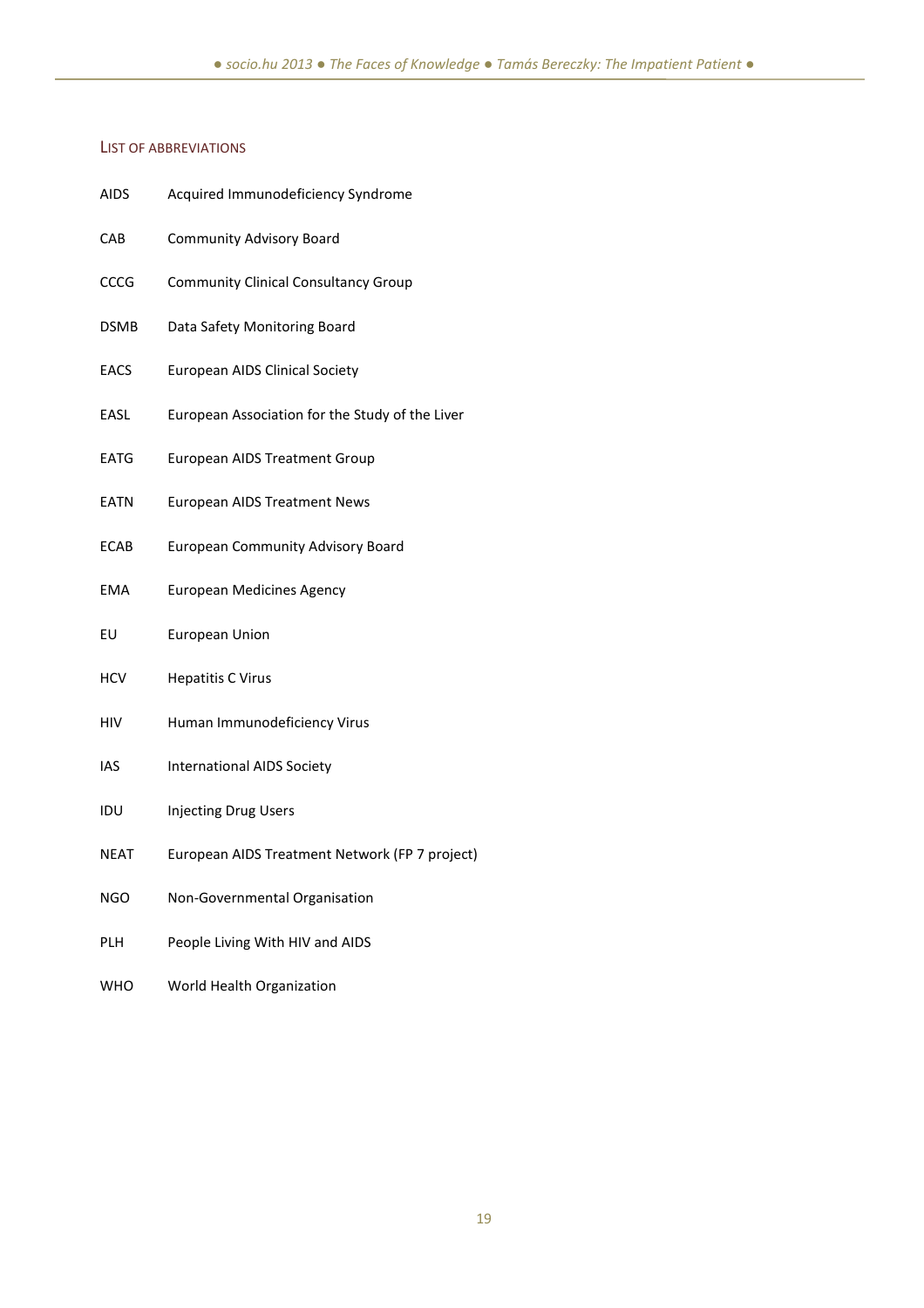## List of Abbreviations

| | |
|---|---|
| AIDS | Acquired Immunodeficiency Syndrome |
| CAB | Community Advisory Board |
| CCCG | Community Clinical Consultancy Group |
| DSMB | Data Safety Monitoring Board |
| EACS | European AIDS Clinical Society |
| EASL | European Association for the Study of the Liver |
| EATG | European AIDS Treatment Group |
| EATN | European AIDS Treatment News |
| ECAB | European Community Advisory Board |
| EMA | European Medicines Agency |
| EU | European Union |
| HCV | Hepatitis C Virus |
| HIV | Human Immunodeficiency Virus |
| IAS | International AIDS Society |
| IDU | Injecting Drug Users |
| NEAT | European AIDS Treatment Network (FP 7 project) |
| NGO | Non-Governmental Organisation |
| PLH | People Living With HIV and AIDS |
| WHO | World Health Organization |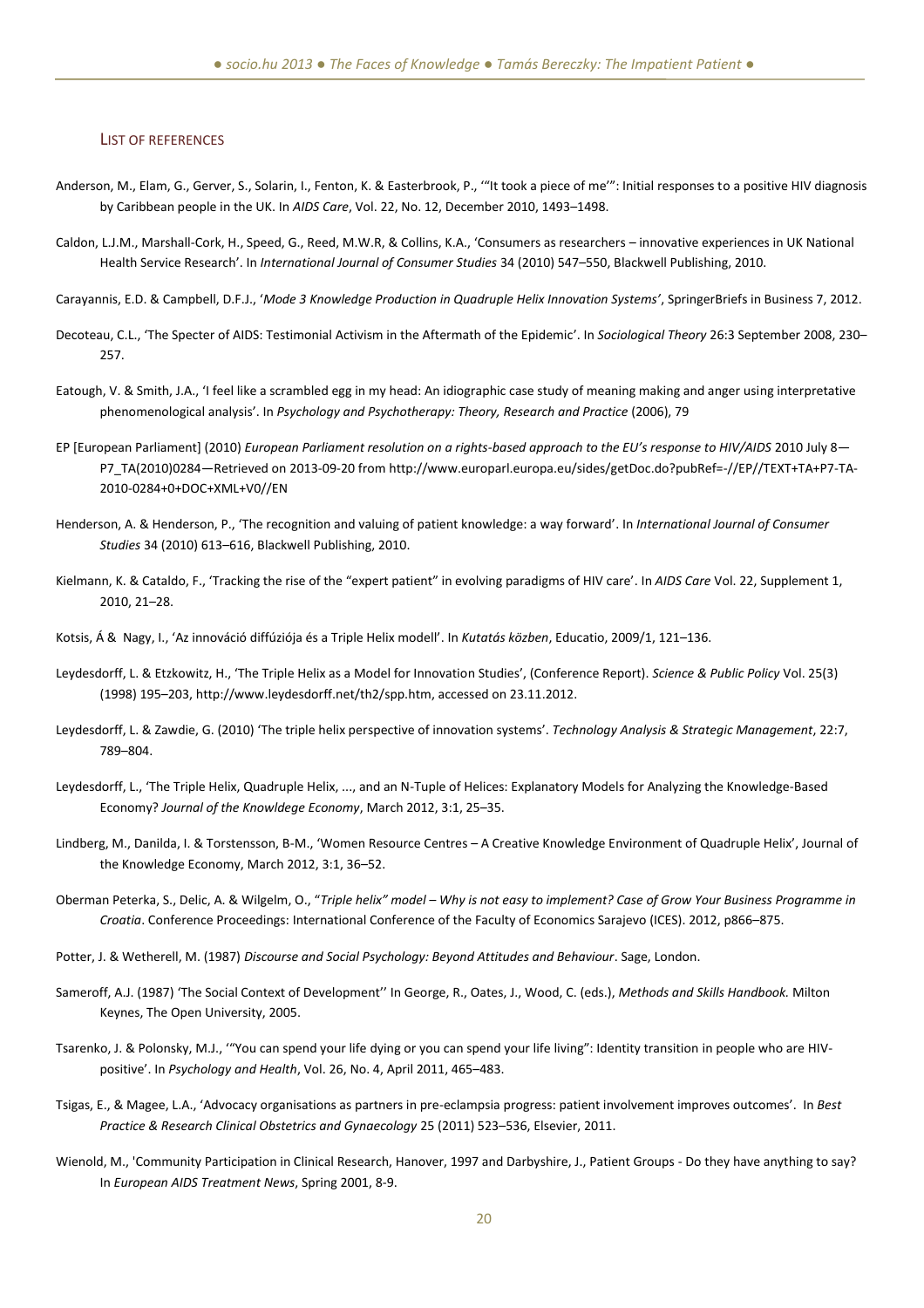## List of References

Anderson, M., Elam, G., Gerver, S., Solarin, I., Fenton, K. & Easterbrook, P., '"It took a piece of me"': Initial responses to a positive HIV diagnosis by Caribbean people in the UK. In *AIDS Care*, Vol. 22, No. 12, December 2010, 1493–1498.

Caldon, L.J.M., Marshall-Cork, H., Speed, G., Reed, M.W.R, & Collins, K.A., 'Consumers as researchers – innovative experiences in UK National Health Service Research'. In *International Journal of Consumer Studies* 34 (2010) 547–550, Blackwell Publishing, 2010.

Carayannis, E.D. & Campbell, D.F.J., '*Mode 3 Knowledge Production in Quadruple Helix Innovation Systems*', SpringerBriefs in Business 7, 2012.

Decoteau, C.L., 'The Specter of AIDS: Testimonial Activism in the Aftermath of the Epidemic'. In *Sociological Theory* 26:3 September 2008, 230–257.

Eatough, V. & Smith, J.A., 'I feel like a scrambled egg in my head: An idiographic case study of meaning making and anger using interpretative phenomenological analysis'. In *Psychology and Psychotherapy: Theory, Research and Practice* (2006), 79

EP [European Parliament] (2010) *European Parliament resolution on a rights-based approach to the EU's response to HIV/AIDS* 2010 July 8—P7_TA(2010)0284—Retrieved on 2013-09-20 from http://www.europarl.europa.eu/sides/getDoc.do?pubRef=-//EP//TEXT+TA+P7-TA-2010-0284+0+DOC+XML+V0//EN

Henderson, A. & Henderson, P., 'The recognition and valuing of patient knowledge: a way forward'. In *International Journal of Consumer Studies* 34 (2010) 613–616, Blackwell Publishing, 2010.

Kielmann, K. & Cataldo, F., 'Tracking the rise of the "expert patient" in evolving paradigms of HIV care'. In *AIDS Care* Vol. 22, Supplement 1, 2010, 21–28.

Kotsis, Á & Nagy, I., 'Az innováció diffúziója és a Triple Helix modell'. In *Kutatás közben*, Educatio, 2009/1, 121–136.

Leydesdorff, L. & Etzkowitz, H., 'The Triple Helix as a Model for Innovation Studies', (Conference Report). *Science & Public Policy* Vol. 25(3) (1998) 195–203, http://www.leydesdorff.net/th2/spp.htm, accessed on 23.11.2012.

Leydesdorff, L. & Zawdie, G. (2010) 'The triple helix perspective of innovation systems'. *Technology Analysis & Strategic Management*, 22:7, 789–804.

Leydesdorff, L., 'The Triple Helix, Quadruple Helix, ..., and an N-Tuple of Helices: Explanatory Models for Analyzing the Knowledge-Based Economy? *Journal of the Knowldege Economy*, March 2012, 3:1, 25–35.

Lindberg, M., Danilda, I. & Torstensson, B-M., 'Women Resource Centres – A Creative Knowledge Environment of Quadruple Helix', Journal of the Knowledge Economy, March 2012, 3:1, 36–52.

Oberman Peterka, S., Delic, A. & Wilgelm, O., "*Triple helix" model – Why is not easy to implement? Case of Grow Your Business Programme in Croatia*. Conference Proceedings: International Conference of the Faculty of Economics Sarajevo (ICES). 2012, p866–875.

Potter, J. & Wetherell, M. (1987) *Discourse and Social Psychology: Beyond Attitudes and Behaviour*. Sage, London.

Sameroff, A.J. (1987) 'The Social Context of Development'' In George, R., Oates, J., Wood, C. (eds.), *Methods and Skills Handbook.* Milton Keynes, The Open University, 2005.

Tsarenko, J. & Polonsky, M.J., '"You can spend your life dying or you can spend your life living": Identity transition in people who are HIV-positive'. In *Psychology and Health*, Vol. 26, No. 4, April 2011, 465–483.

Tsigas, E., & Magee, L.A., 'Advocacy organisations as partners in pre-eclampsia progress: patient involvement improves outcomes'. In *Best Practice & Research Clinical Obstetrics and Gynaecology* 25 (2011) 523–536, Elsevier, 2011.

Wienold, M., 'Community Participation in Clinical Research, Hanover, 1997 and Darbyshire, J., Patient Groups - Do they have anything to say? In *European AIDS Treatment News*, Spring 2001, 8-9.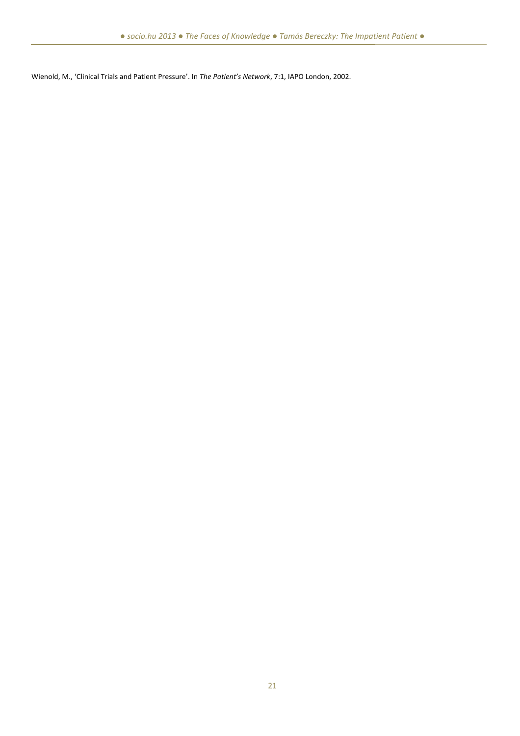Wienold, M., 'Clinical Trials and Patient Pressure'. In *The Patient's Network*, 7:1, IAPO London, 2002.